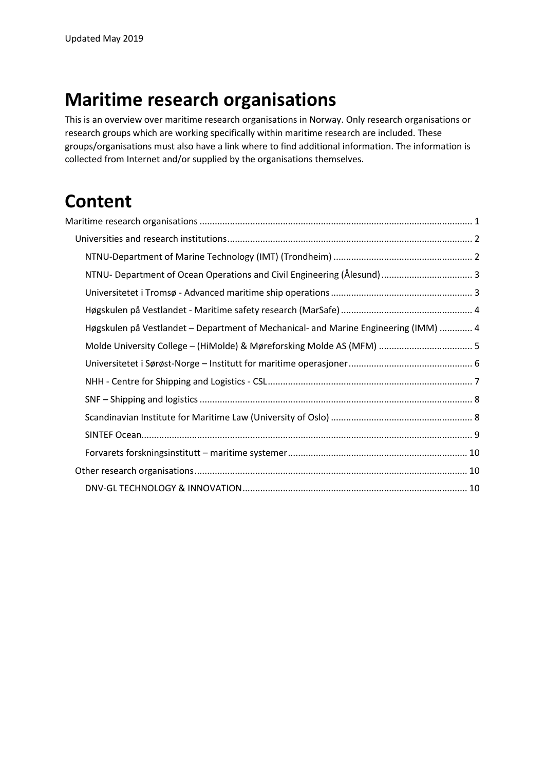Updated May 2019

# Maritime research organisations

This is an overview over maritime research organisations in Norway. Only research organisations or research groups which are working specifically within maritime research are included. These groups/organisations must also have a link where to find additional information. The information is collected from Internet and/or supplied by the organisations themselves.

# Content

- Maritime research organisations ..... 1
  - Universities and research institutions ..... 2
    - NTNU-Department of Marine Technology (IMT) (Trondheim) ..... 2
    - NTNU- Department of Ocean Operations and Civil Engineering (Ålesund) ..... 3
    - Universitetet i Tromsø - Advanced maritime ship operations ..... 3
    - Høgskulen på Vestlandet - Maritime safety research (MarSafe) ..... 4
    - Høgskulen på Vestlandet – Department of Mechanical- and Marine Engineering (IMM) ..... 4
    - Molde University College – (HiMolde) & Møreforsking Molde AS (MFM) ..... 5
    - Universitetet i Sørøst-Norge – Institutt for maritime operasjoner ..... 6
    - NHH - Centre for Shipping and Logistics - CSL ..... 7
    - SNF – Shipping and logistics ..... 8
    - Scandinavian Institute for Maritime Law (University of Oslo) ..... 8
    - SINTEF Ocean ..... 9
    - Forvarets forskningsinstitutt – maritime systemer ..... 10
  - Other research organisations ..... 10
    - DNV-GL TECHNOLOGY & INNOVATION ..... 10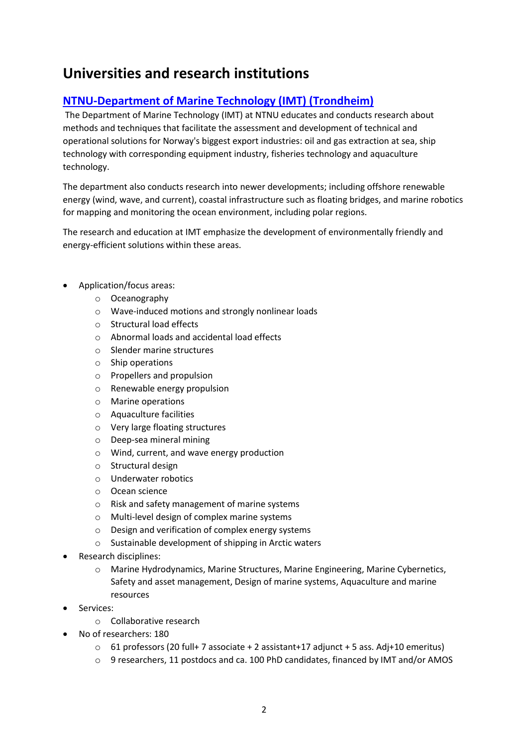# Universities and research institutions

## [NTNU-Department of Marine Technology (IMT) (Trondheim)]()

The Department of Marine Technology (IMT) at NTNU educates and conducts research about methods and techniques that facilitate the assessment and development of technical and operational solutions for Norway's biggest export industries: oil and gas extraction at sea, ship technology with corresponding equipment industry, fisheries technology and aquaculture technology.

The department also conducts research into newer developments; including offshore renewable energy (wind, wave, and current), coastal infrastructure such as floating bridges, and marine robotics for mapping and monitoring the ocean environment, including polar regions.

The research and education at IMT emphasize the development of environmentally friendly and energy-efficient solutions within these areas.

- Application/focus areas:
  - Oceanography
  - Wave-induced motions and strongly nonlinear loads
  - Structural load effects
  - Abnormal loads and accidental load effects
  - Slender marine structures
  - Ship operations
  - Propellers and propulsion
  - Renewable energy propulsion
  - Marine operations
  - Aquaculture facilities
  - Very large floating structures
  - Deep-sea mineral mining
  - Wind, current, and wave energy production
  - Structural design
  - Underwater robotics
  - Ocean science
  - Risk and safety management of marine systems
  - Multi-level design of complex marine systems
  - Design and verification of complex energy systems
  - Sustainable development of shipping in Arctic waters
- Research disciplines:
  - Marine Hydrodynamics, Marine Structures, Marine Engineering, Marine Cybernetics, Safety and asset management, Design of marine systems, Aquaculture and marine resources
- Services:
  - Collaborative research
- No of researchers: 180
  - 61 professors (20 full+ 7 associate + 2 assistant+17 adjunct + 5 ass. Adj+10 emeritus)
  - 9 researchers, 11 postdocs and ca. 100 PhD candidates, financed by IMT and/or AMOS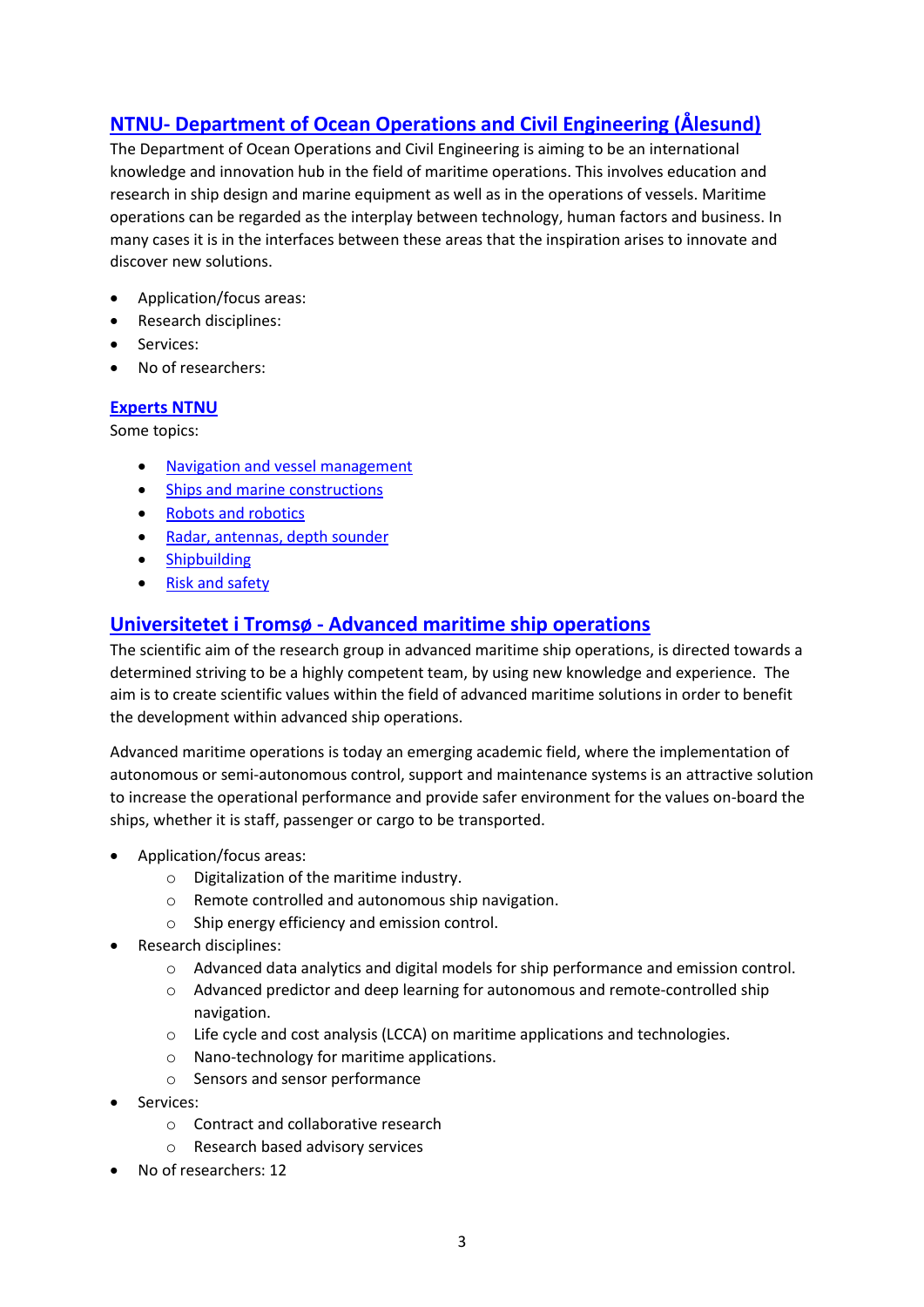## [NTNU- Department of Ocean Operations and Civil Engineering (Ålesund)]

The Department of Ocean Operations and Civil Engineering is aiming to be an international knowledge and innovation hub in the field of maritime operations. This involves education and research in ship design and marine equipment as well as in the operations of vessels. Maritime operations can be regarded as the interplay between technology, human factors and business. In many cases it is in the interfaces between these areas that the inspiration arises to innovate and discover new solutions.

- Application/focus areas:
- Research disciplines:
- Services:
- No of researchers:

### [Experts NTNU]

Some topics:

- [Navigation and vessel management]
- [Ships and marine constructions]
- [Robots and robotics]
- [Radar, antennas, depth sounder]
- [Shipbuilding]
- [Risk and safety]

## [Universitetet i Tromsø - Advanced maritime ship operations]

The scientific aim of the research group in advanced maritime ship operations, is directed towards a determined striving to be a highly competent team, by using new knowledge and experience. The aim is to create scientific values within the field of advanced maritime solutions in order to benefit the development within advanced ship operations.

Advanced maritime operations is today an emerging academic field, where the implementation of autonomous or semi-autonomous control, support and maintenance systems is an attractive solution to increase the operational performance and provide safer environment for the values on-board the ships, whether it is staff, passenger or cargo to be transported.

- Application/focus areas:
  - Digitalization of the maritime industry.
  - Remote controlled and autonomous ship navigation.
  - Ship energy efficiency and emission control.
- Research disciplines:
  - Advanced data analytics and digital models for ship performance and emission control.
  - Advanced predictor and deep learning for autonomous and remote-controlled ship navigation.
  - Life cycle and cost analysis (LCCA) on maritime applications and technologies.
  - Nano-technology for maritime applications.
  - Sensors and sensor performance
- Services:
  - Contract and collaborative research
  - Research based advisory services
- No of researchers: 12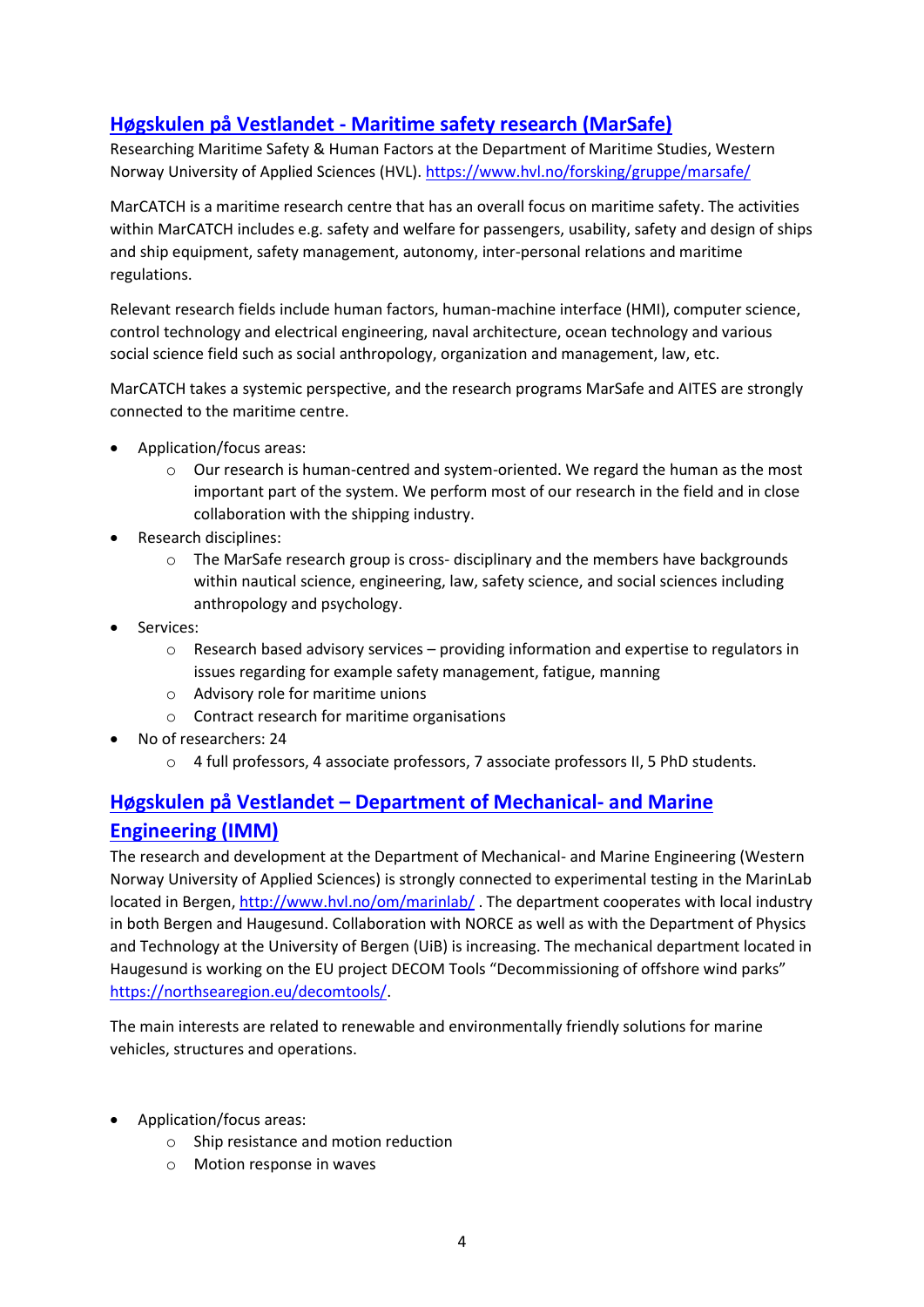## [Høgskulen på Vestlandet - Maritime safety research (MarSafe)](https://www.hvl.no/forsking/gruppe/marsafe/)

Researching Maritime Safety & Human Factors at the Department of Maritime Studies, Western Norway University of Applied Sciences (HVL). https://www.hvl.no/forsking/gruppe/marsafe/

MarCATCH is a maritime research centre that has an overall focus on maritime safety. The activities within MarCATCH includes e.g. safety and welfare for passengers, usability, safety and design of ships and ship equipment, safety management, autonomy, inter-personal relations and maritime regulations.

Relevant research fields include human factors, human-machine interface (HMI), computer science, control technology and electrical engineering, naval architecture, ocean technology and various social science field such as social anthropology, organization and management, law, etc.

MarCATCH takes a systemic perspective, and the research programs MarSafe and AITES are strongly connected to the maritime centre.

- Application/focus areas:
  - Our research is human-centred and system-oriented. We regard the human as the most important part of the system. We perform most of our research in the field and in close collaboration with the shipping industry.
- Research disciplines:
  - The MarSafe research group is cross- disciplinary and the members have backgrounds within nautical science, engineering, law, safety science, and social sciences including anthropology and psychology.
- Services:
  - Research based advisory services – providing information and expertise to regulators in issues regarding for example safety management, fatigue, manning
  - Advisory role for maritime unions
  - Contract research for maritime organisations
- No of researchers: 24
  - 4 full professors, 4 associate professors, 7 associate professors II, 5 PhD students.

## Høgskulen på Vestlandet – Department of Mechanical- and Marine Engineering (IMM)

The research and development at the Department of Mechanical- and Marine Engineering (Western Norway University of Applied Sciences) is strongly connected to experimental testing in the MarinLab located in Bergen, http://www.hvl.no/om/marinlab/ . The department cooperates with local industry in both Bergen and Haugesund. Collaboration with NORCE as well as with the Department of Physics and Technology at the University of Bergen (UiB) is increasing. The mechanical department located in Haugesund is working on the EU project DECOM Tools "Decommissioning of offshore wind parks" https://northsearegion.eu/decomtools/.

The main interests are related to renewable and environmentally friendly solutions for marine vehicles, structures and operations.

- Application/focus areas:
  - Ship resistance and motion reduction
  - Motion response in waves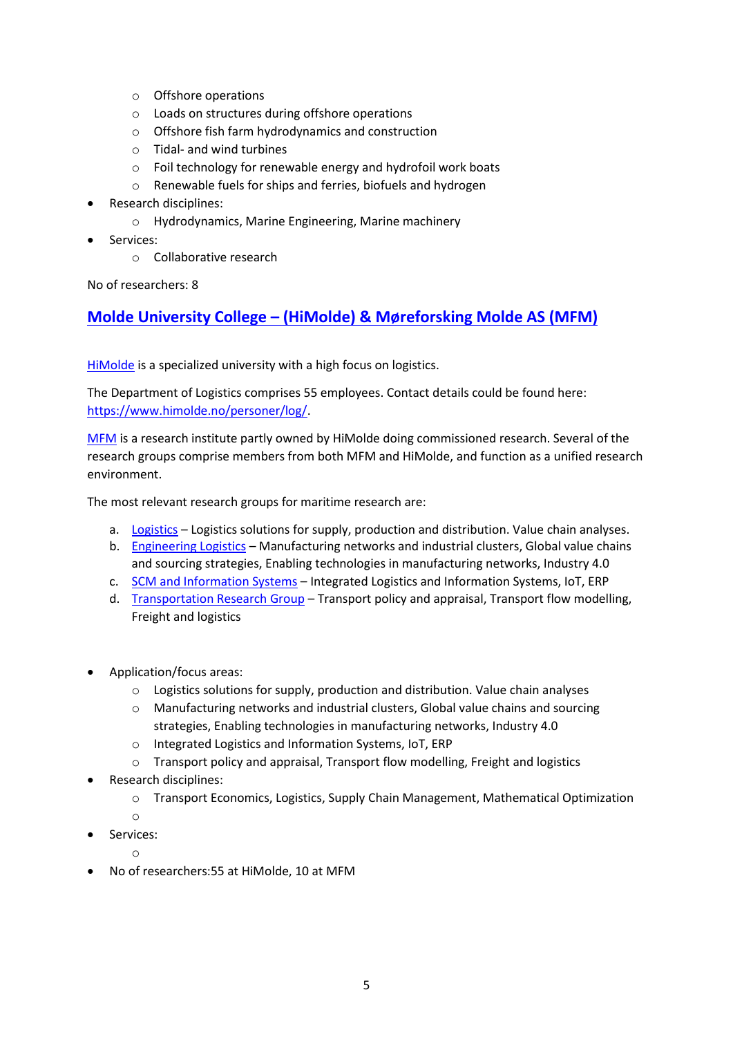- Offshore operations
    - Loads on structures during offshore operations
    - Offshore fish farm hydrodynamics and construction
    - Tidal- and wind turbines
    - Foil technology for renewable energy and hydrofoil work boats
    - Renewable fuels for ships and ferries, biofuels and hydrogen
- Research disciplines:
    - Hydrodynamics, Marine Engineering, Marine machinery
- Services:
    - Collaborative research

No of researchers: 8

## Molde University College – (HiMolde) & Møreforsking Molde AS (MFM)

HiMolde is a specialized university with a high focus on logistics.

The Department of Logistics comprises 55 employees. Contact details could be found here: https://www.himolde.no/personer/log/.

MFM is a research institute partly owned by HiMolde doing commissioned research. Several of the research groups comprise members from both MFM and HiMolde, and function as a unified research environment.

The most relevant research groups for maritime research are:

a. Logistics – Logistics solutions for supply, production and distribution. Value chain analyses.
b. Engineering Logistics – Manufacturing networks and industrial clusters, Global value chains and sourcing strategies, Enabling technologies in manufacturing networks, Industry 4.0
c. SCM and Information Systems – Integrated Logistics and Information Systems, IoT, ERP
d. Transportation Research Group – Transport policy and appraisal, Transport flow modelling, Freight and logistics

- Application/focus areas:
    - Logistics solutions for supply, production and distribution. Value chain analyses
    - Manufacturing networks and industrial clusters, Global value chains and sourcing strategies, Enabling technologies in manufacturing networks, Industry 4.0
    - Integrated Logistics and Information Systems, IoT, ERP
    - Transport policy and appraisal, Transport flow modelling, Freight and logistics
- Research disciplines:
    - Transport Economics, Logistics, Supply Chain Management, Mathematical Optimization
    - 
- Services:
    - 
- No of researchers:55 at HiMolde, 10 at MFM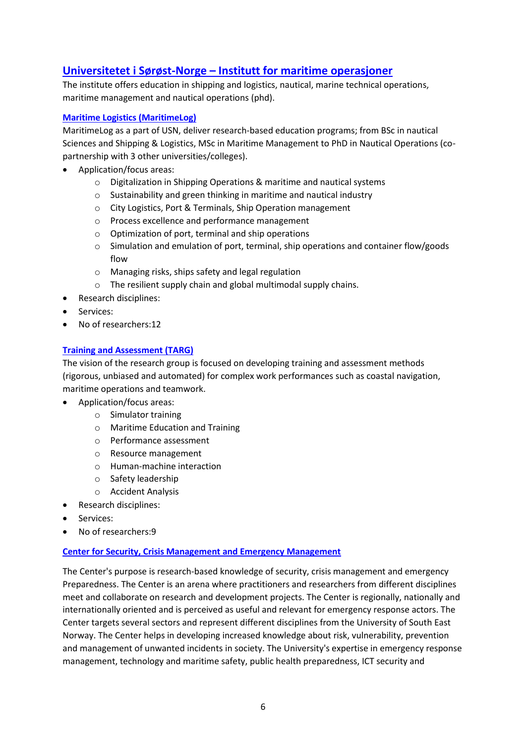## [Universitetet i Sørøst-Norge – Institutt for maritime operasjoner]

The institute offers education in shipping and logistics, nautical, marine technical operations, maritime management and nautical operations (phd).

### [Maritime Logistics (MaritimeLog)]

MaritimeLog as a part of USN, deliver research-based education programs; from BSc in nautical Sciences and Shipping & Logistics, MSc in Maritime Management to PhD in Nautical Operations (co-partnership with 3 other universities/colleges).

- Application/focus areas:
  - Digitalization in Shipping Operations & maritime and nautical systems
  - Sustainability and green thinking in maritime and nautical industry
  - City Logistics, Port & Terminals, Ship Operation management
  - Process excellence and performance management
  - Optimization of port, terminal and ship operations
  - Simulation and emulation of port, terminal, ship operations and container flow/goods flow
  - Managing risks, ships safety and legal regulation
  - The resilient supply chain and global multimodal supply chains.
- Research disciplines:
- Services:
- No of researchers:12

### [Training and Assessment (TARG)]

The vision of the research group is focused on developing training and assessment methods (rigorous, unbiased and automated) for complex work performances such as coastal navigation, maritime operations and teamwork.

- Application/focus areas:
  - Simulator training
  - Maritime Education and Training
  - Performance assessment
  - Resource management
  - Human-machine interaction
  - Safety leadership
  - Accident Analysis
- Research disciplines:
- Services:
- No of researchers:9

### [Center for Security, Crisis Management and Emergency Management]

The Center's purpose is research-based knowledge of security, crisis management and emergency Preparedness. The Center is an arena where practitioners and researchers from different disciplines meet and collaborate on research and development projects. The Center is regionally, nationally and internationally oriented and is perceived as useful and relevant for emergency response actors. The Center targets several sectors and represent different disciplines from the University of South East Norway. The Center helps in developing increased knowledge about risk, vulnerability, prevention and management of unwanted incidents in society. The University's expertise in emergency response management, technology and maritime safety, public health preparedness, ICT security and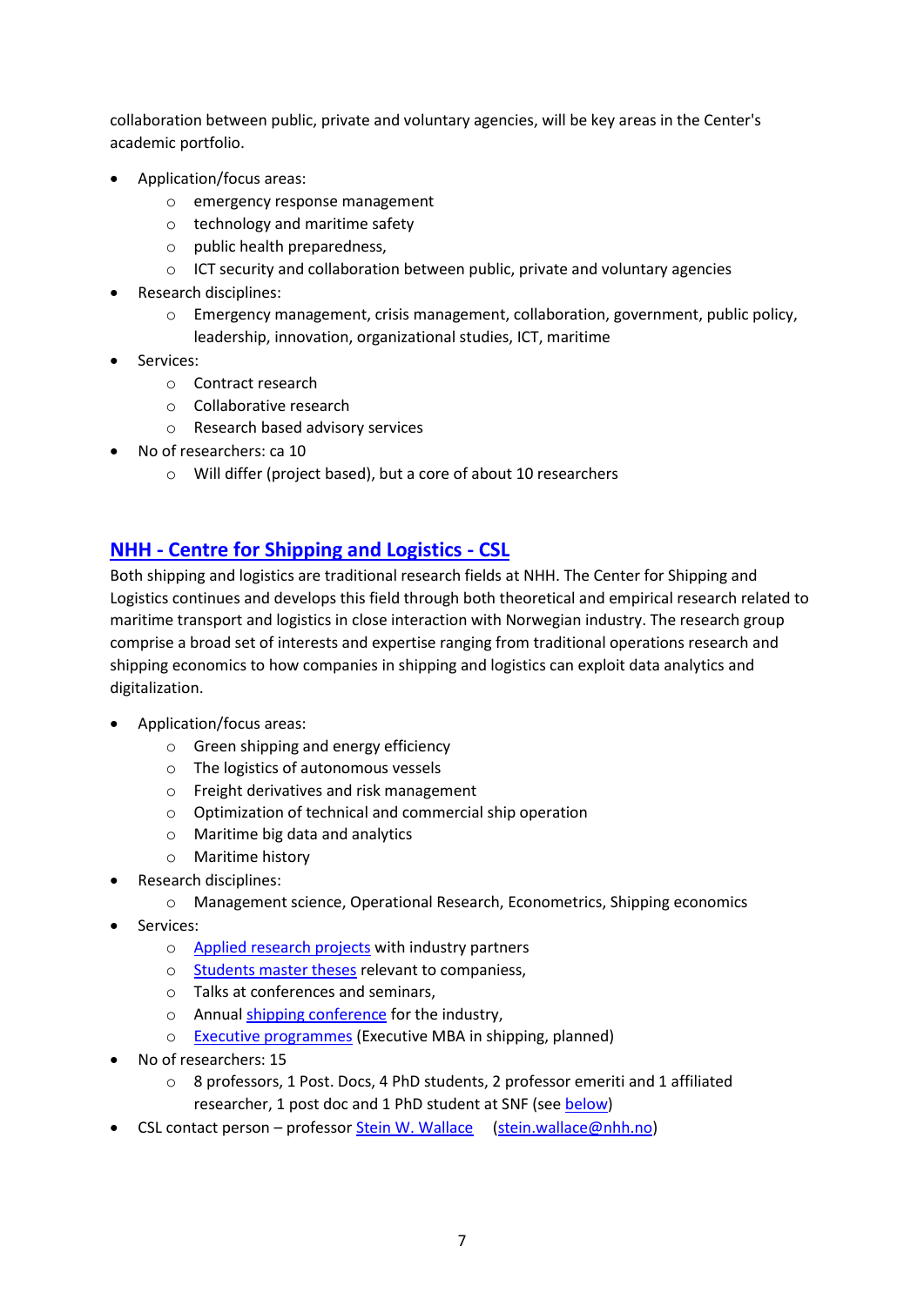collaboration between public, private and voluntary agencies, will be key areas in the Center's academic portfolio.

- Application/focus areas:
  - emergency response management
  - technology and maritime safety
  - public health preparedness,
  - ICT security and collaboration between public, private and voluntary agencies
- Research disciplines:
  - Emergency management, crisis management, collaboration, government, public policy, leadership, innovation, organizational studies, ICT, maritime
- Services:
  - Contract research
  - Collaborative research
  - Research based advisory services
- No of researchers: ca 10
  - Will differ (project based), but a core of about 10 researchers

## NHH - Centre for Shipping and Logistics - CSL

Both shipping and logistics are traditional research fields at NHH. The Center for Shipping and Logistics continues and develops this field through both theoretical and empirical research related to maritime transport and logistics in close interaction with Norwegian industry. The research group comprise a broad set of interests and expertise ranging from traditional operations research and shipping economics to how companies in shipping and logistics can exploit data analytics and digitalization.

- Application/focus areas:
  - Green shipping and energy efficiency
  - The logistics of autonomous vessels
  - Freight derivatives and risk management
  - Optimization of technical and commercial ship operation
  - Maritime big data and analytics
  - Maritime history
- Research disciplines:
  - Management science, Operational Research, Econometrics, Shipping economics
- Services:
  - Applied research projects with industry partners
  - Students master theses relevant to companiess,
  - Talks at conferences and seminars,
  - Annual shipping conference for the industry,
  - Executive programmes (Executive MBA in shipping, planned)
- No of researchers: 15
  - 8 professors, 1 Post. Docs, 4 PhD students, 2 professor emeriti and 1 affiliated researcher, 1 post doc and 1 PhD student at SNF (see below)
- CSL contact person – professor Stein W. Wallace (stein.wallace@nhh.no)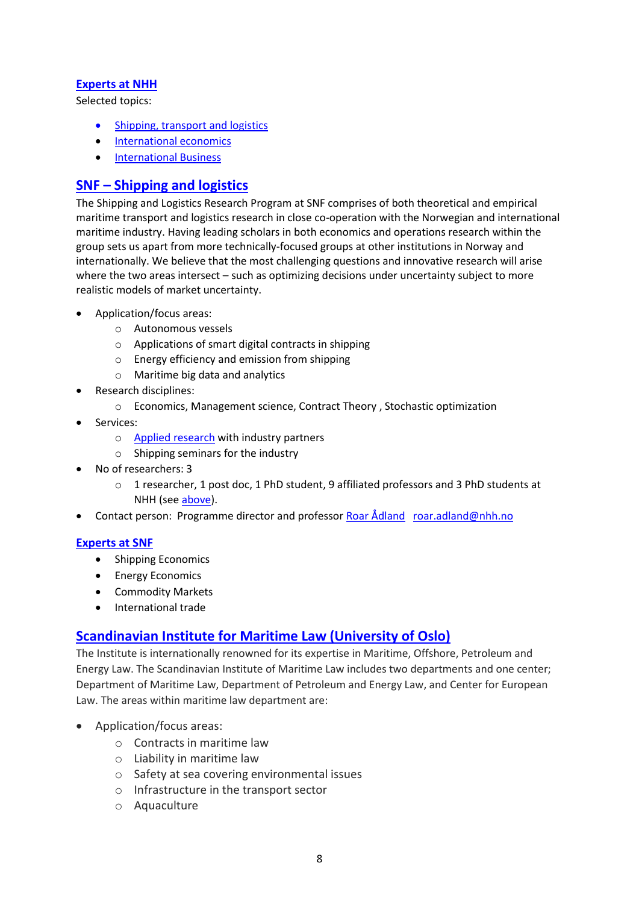### Experts at NHH

Selected topics:

- Shipping, transport and logistics
- International economics
- International Business

## SNF – Shipping and logistics

The Shipping and Logistics Research Program at SNF comprises of both theoretical and empirical maritime transport and logistics research in close co-operation with the Norwegian and international maritime industry. Having leading scholars in both economics and operations research within the group sets us apart from more technically-focused groups at other institutions in Norway and internationally. We believe that the most challenging questions and innovative research will arise where the two areas intersect – such as optimizing decisions under uncertainty subject to more realistic models of market uncertainty.

- Application/focus areas:
    - Autonomous vessels
    - Applications of smart digital contracts in shipping
    - Energy efficiency and emission from shipping
    - Maritime big data and analytics
- Research disciplines:
    - Economics, Management science, Contract Theory , Stochastic optimization
- Services:
    - Applied research with industry partners
    - Shipping seminars for the industry
- No of researchers: 3
    - 1 researcher, 1 post doc, 1 PhD student, 9 affiliated professors and 3 PhD students at NHH (see above).
- Contact person: Programme director and professor Roar Ådland roar.adland@nhh.no

### Experts at SNF

- Shipping Economics
- Energy Economics
- Commodity Markets
- International trade

## Scandinavian Institute for Maritime Law (University of Oslo)

The Institute is internationally renowned for its expertise in Maritime, Offshore, Petroleum and Energy Law. The Scandinavian Institute of Maritime Law includes two departments and one center; Department of Maritime Law, Department of Petroleum and Energy Law, and Center for European Law. The areas within maritime law department are:

- Application/focus areas:
    - Contracts in maritime law
    - Liability in maritime law
    - Safety at sea covering environmental issues
    - Infrastructure in the transport sector
    - Aquaculture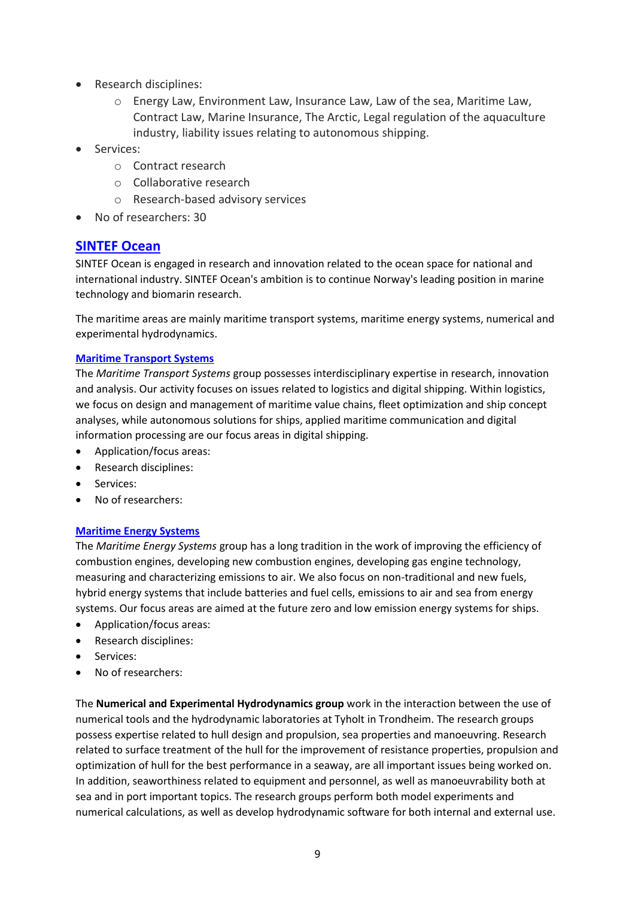- Research disciplines:
    - Energy Law, Environment Law, Insurance Law, Law of the sea, Maritime Law, Contract Law, Marine Insurance, The Arctic, Legal regulation of the aquaculture industry, liability issues relating to autonomous shipping.
- Services:
    - Contract research
    - Collaborative research
    - Research-based advisory services
- No of researchers: 30

## SINTEF Ocean

SINTEF Ocean is engaged in research and innovation related to the ocean space for national and international industry. SINTEF Ocean's ambition is to continue Norway's leading position in marine technology and biomarin research.

The maritime areas are mainly maritime transport systems, maritime energy systems, numerical and experimental hydrodynamics.

### Maritime Transport Systems

The *Maritime Transport Systems* group possesses interdisciplinary expertise in research, innovation and analysis. Our activity focuses on issues related to logistics and digital shipping. Within logistics, we focus on design and management of maritime value chains, fleet optimization and ship concept analyses, while autonomous solutions for ships, applied maritime communication and digital information processing are our focus areas in digital shipping.

- Application/focus areas:
- Research disciplines:
- Services:
- No of researchers:

### Maritime Energy Systems

The *Maritime Energy Systems* group has a long tradition in the work of improving the efficiency of combustion engines, developing new combustion engines, developing gas engine technology, measuring and characterizing emissions to air. We also focus on non-traditional and new fuels, hybrid energy systems that include batteries and fuel cells, emissions to air and sea from energy systems. Our focus areas are aimed at the future zero and low emission energy systems for ships.

- Application/focus areas:
- Research disciplines:
- Services:
- No of researchers:

The **Numerical and Experimental Hydrodynamics group** work in the interaction between the use of numerical tools and the hydrodynamic laboratories at Tyholt in Trondheim. The research groups possess expertise related to hull design and propulsion, sea properties and manoeuvring. Research related to surface treatment of the hull for the improvement of resistance properties, propulsion and optimization of hull for the best performance in a seaway, are all important issues being worked on. In addition, seaworthiness related to equipment and personnel, as well as manoeuvrability both at sea and in port important topics. The research groups perform both model experiments and numerical calculations, as well as develop hydrodynamic software for both internal and external use.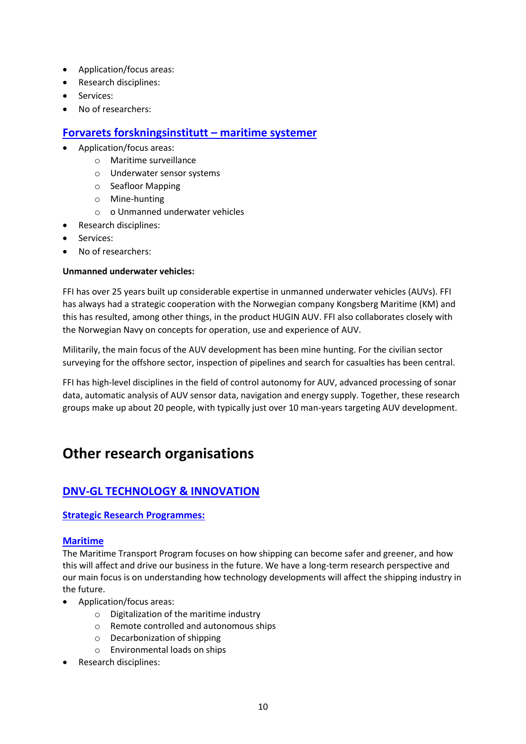- Application/focus areas:
- Research disciplines:
- Services:
- No of researchers:

## Forvarets forskningsinstitutt – maritime systemer

- Application/focus areas:
    - Maritime surveillance
    - Underwater sensor systems
    - Seafloor Mapping
    - Mine-hunting
    - o Unmanned underwater vehicles
- Research disciplines:
- Services:
- No of researchers:

**Unmanned underwater vehicles:**

FFI has over 25 years built up considerable expertise in unmanned underwater vehicles (AUVs). FFI has always had a strategic cooperation with the Norwegian company Kongsberg Maritime (KM) and this has resulted, among other things, in the product HUGIN AUV. FFI also collaborates closely with the Norwegian Navy on concepts for operation, use and experience of AUV.

Militarily, the main focus of the AUV development has been mine hunting. For the civilian sector surveying for the offshore sector, inspection of pipelines and search for casualties has been central.

FFI has high-level disciplines in the field of control autonomy for AUV, advanced processing of sonar data, automatic analysis of AUV sensor data, navigation and energy supply. Together, these research groups make up about 20 people, with typically just over 10 man-years targeting AUV development.

# Other research organisations

## DNV-GL TECHNOLOGY & INNOVATION

### Strategic Research Programmes:

### Maritime

The Maritime Transport Program focuses on how shipping can become safer and greener, and how this will affect and drive our business in the future. We have a long-term research perspective and our main focus is on understanding how technology developments will affect the shipping industry in the future.

- Application/focus areas:
    - Digitalization of the maritime industry
    - Remote controlled and autonomous ships
    - Decarbonization of shipping
    - Environmental loads on ships
- Research disciplines: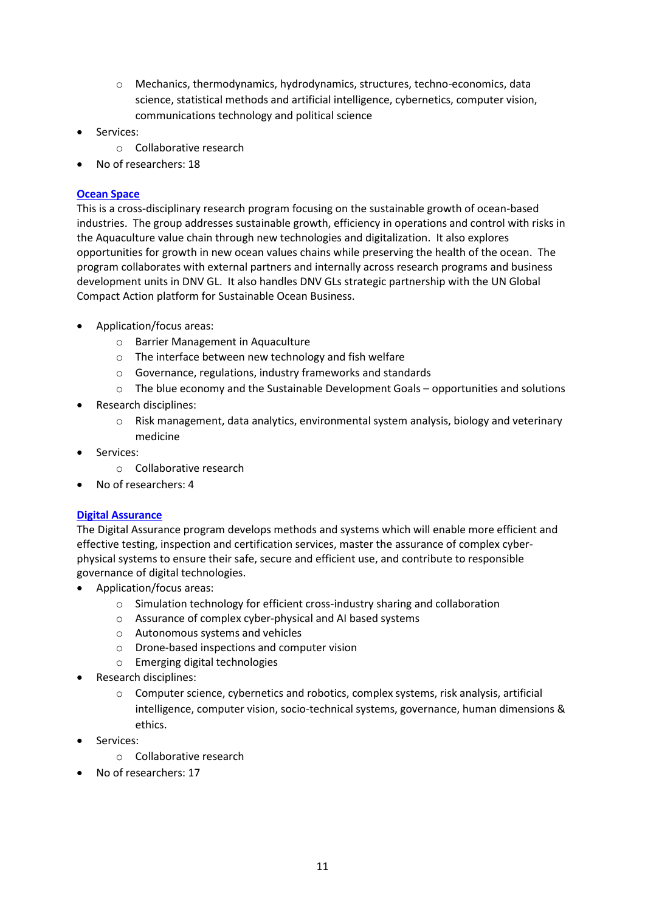- Mechanics, thermodynamics, hydrodynamics, structures, techno-economics, data science, statistical methods and artificial intelligence, cybernetics, computer vision, communications technology and political science
- Services:
  - Collaborative research
- No of researchers: 18

### [Ocean Space]

This is a cross-disciplinary research program focusing on the sustainable growth of ocean-based industries. The group addresses sustainable growth, efficiency in operations and control with risks in the Aquaculture value chain through new technologies and digitalization. It also explores opportunities for growth in new ocean values chains while preserving the health of the ocean. The program collaborates with external partners and internally across research programs and business development units in DNV GL. It also handles DNV GLs strategic partnership with the UN Global Compact Action platform for Sustainable Ocean Business.

- Application/focus areas:
  - Barrier Management in Aquaculture
  - The interface between new technology and fish welfare
  - Governance, regulations, industry frameworks and standards
  - The blue economy and the Sustainable Development Goals – opportunities and solutions
- Research disciplines:
  - Risk management, data analytics, environmental system analysis, biology and veterinary medicine
- Services:
  - Collaborative research
- No of researchers: 4

### [Digital Assurance]

The Digital Assurance program develops methods and systems which will enable more efficient and effective testing, inspection and certification services, master the assurance of complex cyber-physical systems to ensure their safe, secure and efficient use, and contribute to responsible governance of digital technologies.

- Application/focus areas:
  - Simulation technology for efficient cross-industry sharing and collaboration
  - Assurance of complex cyber-physical and AI based systems
  - Autonomous systems and vehicles
  - Drone-based inspections and computer vision
  - Emerging digital technologies
- Research disciplines:
  - Computer science, cybernetics and robotics, complex systems, risk analysis, artificial intelligence, computer vision, socio-technical systems, governance, human dimensions & ethics.
- Services:
  - Collaborative research
- No of researchers: 17